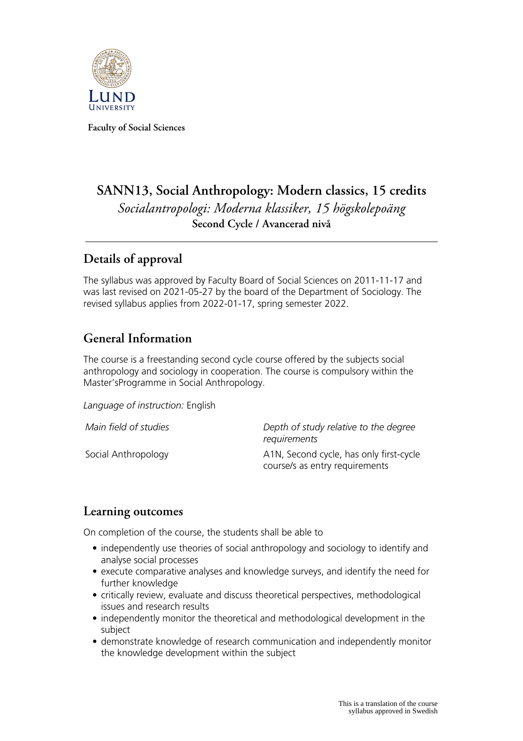Faculty of Social Sciences

# SANN13, Social Anthropology: Modern classics, 15 credits

*Socialantropologi: Moderna klassiker, 15 högskolepoäng*

**Second Cycle / Avancerad nivå**

## Details of approval

The syllabus was approved by Faculty Board of Social Sciences on 2011-11-17 and was last revised on 2021-05-27 by the board of the Department of Sociology. The revised syllabus applies from 2022-01-17, spring semester 2022.

## General Information

The course is a freestanding second cycle course offered by the subjects social anthropology and sociology in cooperation. The course is compulsory within the Master'sProgramme in Social Anthropology.

*Language of instruction:* English

| *Main field of studies* | *Depth of study relative to the degree requirements* |
|---|---|
| Social Anthropology | A1N, Second cycle, has only first-cycle course/s as entry requirements |

## Learning outcomes

On completion of the course, the students shall be able to

- independently use theories of social anthropology and sociology to identify and analyse social processes
- execute comparative analyses and knowledge surveys, and identify the need for further knowledge
- critically review, evaluate and discuss theoretical perspectives, methodological issues and research results
- independently monitor the theoretical and methodological development in the subject
- demonstrate knowledge of research communication and independently monitor the knowledge development within the subject

This is a translation of the course syllabus approved in Swedish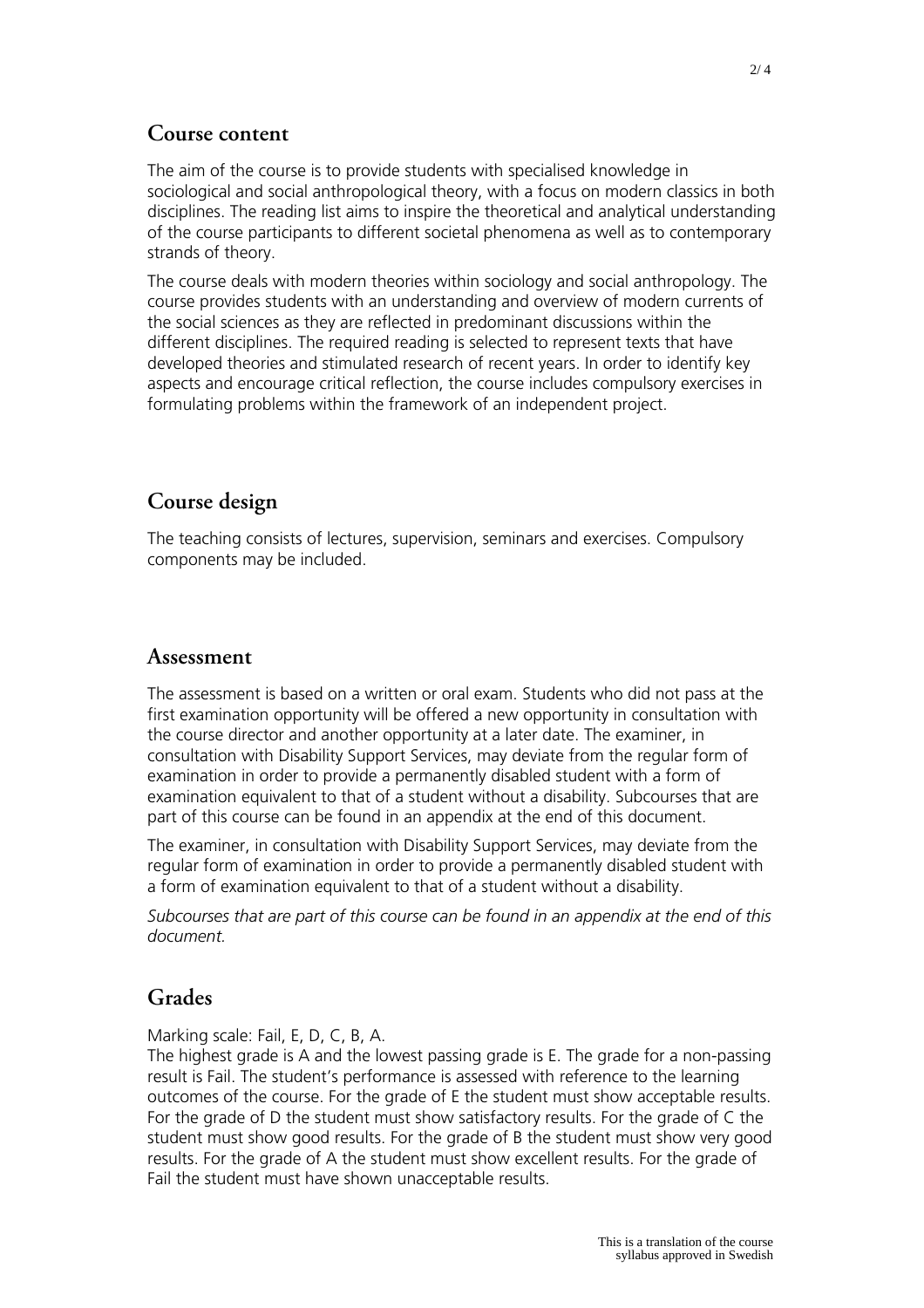## Course content

The aim of the course is to provide students with specialised knowledge in sociological and social anthropological theory, with a focus on modern classics in both disciplines. The reading list aims to inspire the theoretical and analytical understanding of the course participants to different societal phenomena as well as to contemporary strands of theory.

The course deals with modern theories within sociology and social anthropology. The course provides students with an understanding and overview of modern currents of the social sciences as they are reflected in predominant discussions within the different disciplines. The required reading is selected to represent texts that have developed theories and stimulated research of recent years. In order to identify key aspects and encourage critical reflection, the course includes compulsory exercises in formulating problems within the framework of an independent project.

## Course design

The teaching consists of lectures, supervision, seminars and exercises. Compulsory components may be included.

## Assessment

The assessment is based on a written or oral exam. Students who did not pass at the first examination opportunity will be offered a new opportunity in consultation with the course director and another opportunity at a later date. The examiner, in consultation with Disability Support Services, may deviate from the regular form of examination in order to provide a permanently disabled student with a form of examination equivalent to that of a student without a disability. Subcourses that are part of this course can be found in an appendix at the end of this document.

The examiner, in consultation with Disability Support Services, may deviate from the regular form of examination in order to provide a permanently disabled student with a form of examination equivalent to that of a student without a disability.

*Subcourses that are part of this course can be found in an appendix at the end of this document.*

## Grades

Marking scale: Fail, E, D, C, B, A.
The highest grade is A and the lowest passing grade is E. The grade for a non-passing result is Fail. The student's performance is assessed with reference to the learning outcomes of the course. For the grade of E the student must show acceptable results. For the grade of D the student must show satisfactory results. For the grade of C the student must show good results. For the grade of B the student must show very good results. For the grade of A the student must show excellent results. For the grade of Fail the student must have shown unacceptable results.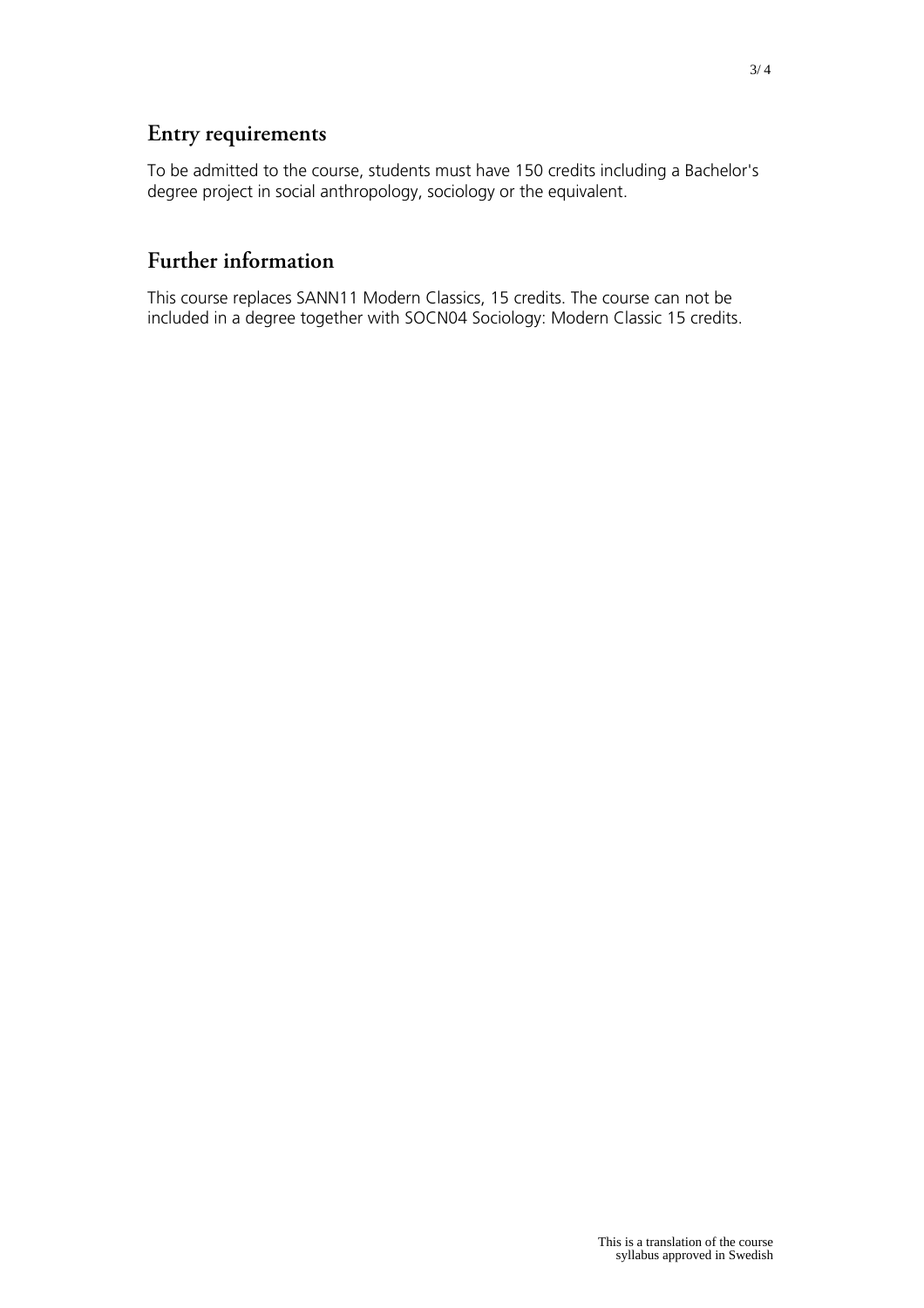## Entry requirements

To be admitted to the course, students must have 150 credits including a Bachelor's degree project in social anthropology, sociology or the equivalent.

## Further information

This course replaces SANN11 Modern Classics, 15 credits. The course can not be included in a degree together with SOCN04 Sociology: Modern Classic 15 credits.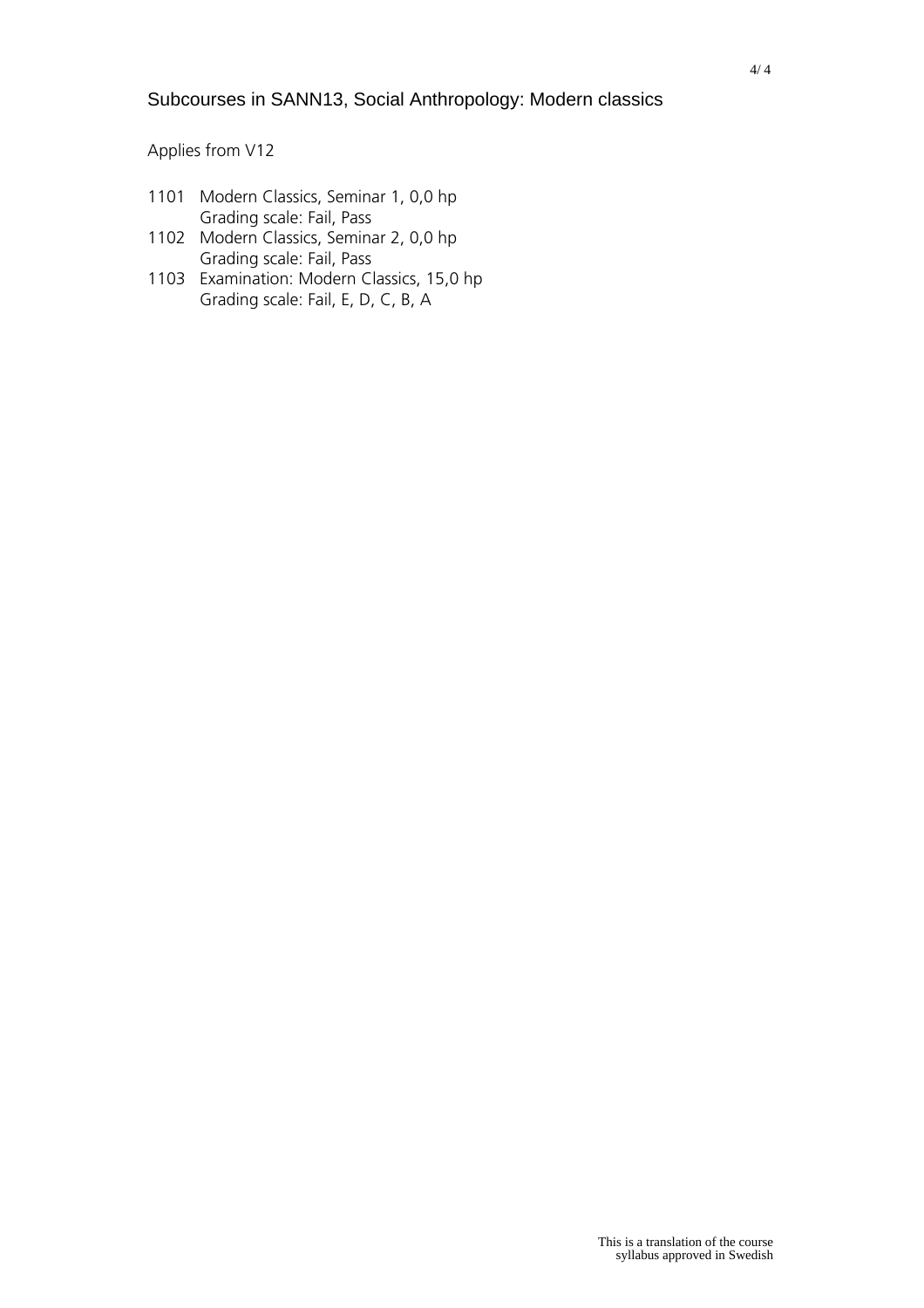## Subcourses in SANN13, Social Anthropology: Modern classics

Applies from V12

1101 Modern Classics, Seminar 1, 0,0 hp
Grading scale: Fail, Pass

1102 Modern Classics, Seminar 2, 0,0 hp
Grading scale: Fail, Pass

1103 Examination: Modern Classics, 15,0 hp
Grading scale: Fail, E, D, C, B, A

This is a translation of the course syllabus approved in Swedish